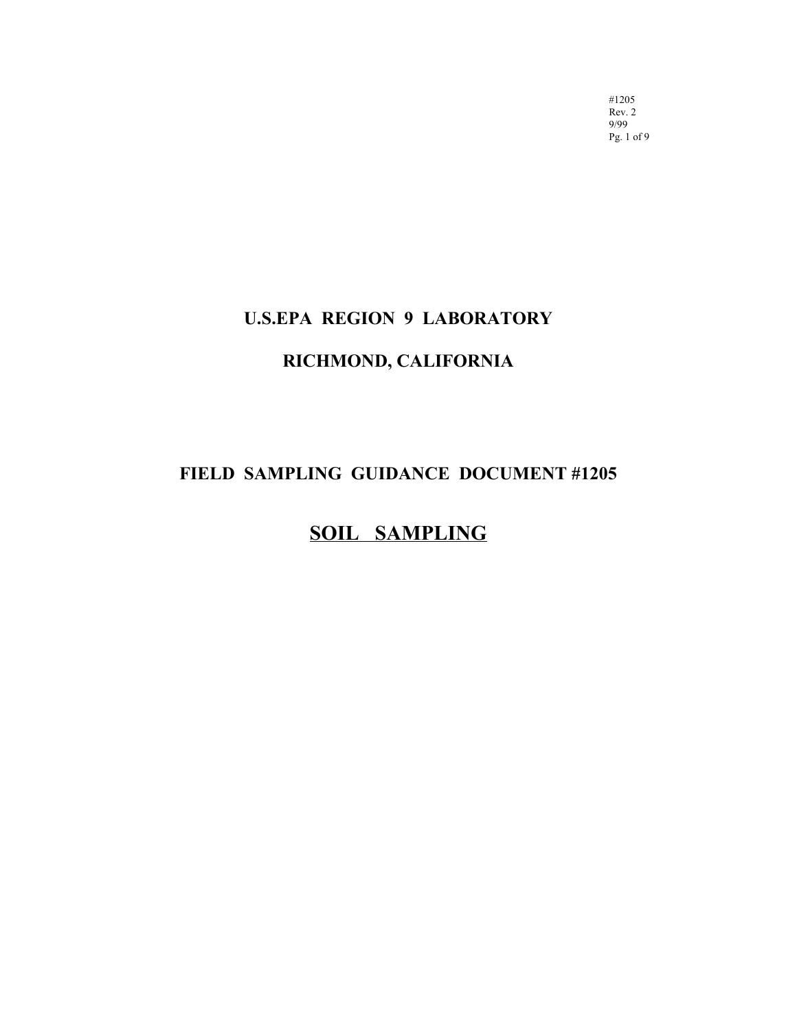#1205
Rev. 2
9/99

# U.S.EPA REGION 9 LABORATORY

# RICHMOND, CALIFORNIA

## FIELD SAMPLING GUIDANCE DOCUMENT #1205

## SOIL SAMPLING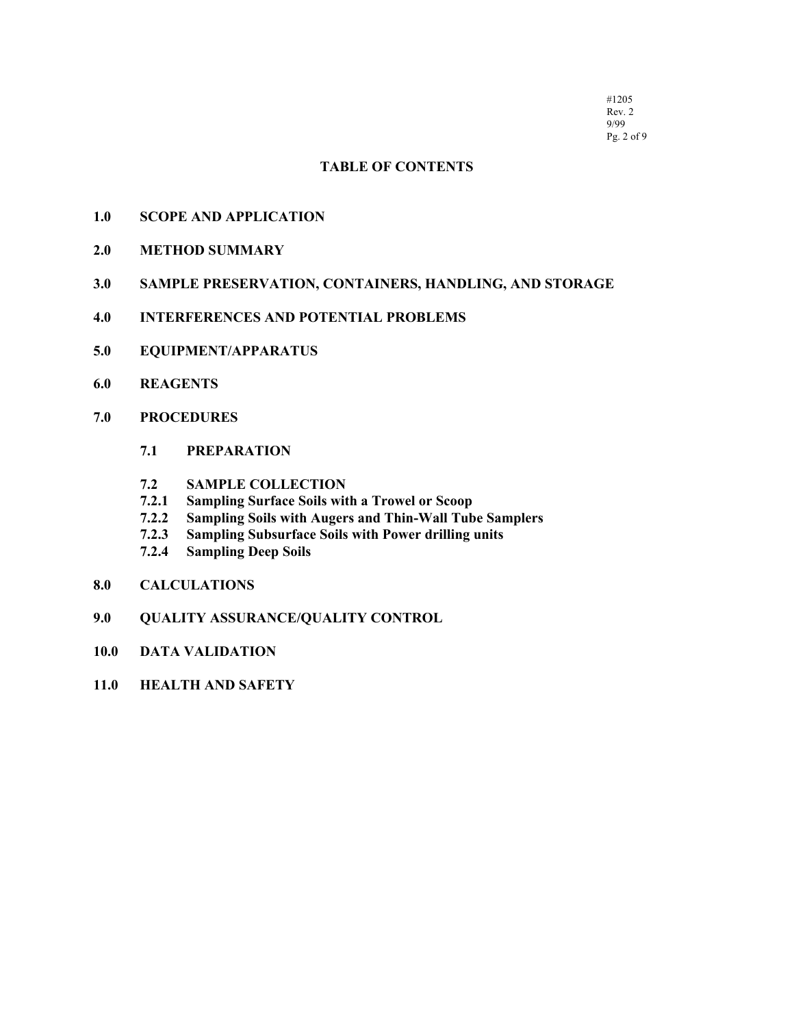## TABLE OF CONTENTS

**1.0 SCOPE AND APPLICATION**

**2.0 METHOD SUMMARY**

**3.0 SAMPLE PRESERVATION, CONTAINERS, HANDLING, AND STORAGE**

**4.0 INTERFERENCES AND POTENTIAL PROBLEMS**

**5.0 EQUIPMENT/APPARATUS**

**6.0 REAGENTS**

**7.0 PROCEDURES**

- **7.1 PREPARATION**

- **7.2 SAMPLE COLLECTION**
- **7.2.1 Sampling Surface Soils with a Trowel or Scoop**
- **7.2.2 Sampling Soils with Augers and Thin-Wall Tube Samplers**
- **7.2.3 Sampling Subsurface Soils with Power drilling units**
- **7.2.4 Sampling Deep Soils**

**8.0 CALCULATIONS**

**9.0 QUALITY ASSURANCE/QUALITY CONTROL**

**10.0 DATA VALIDATION**

**11.0 HEALTH AND SAFETY**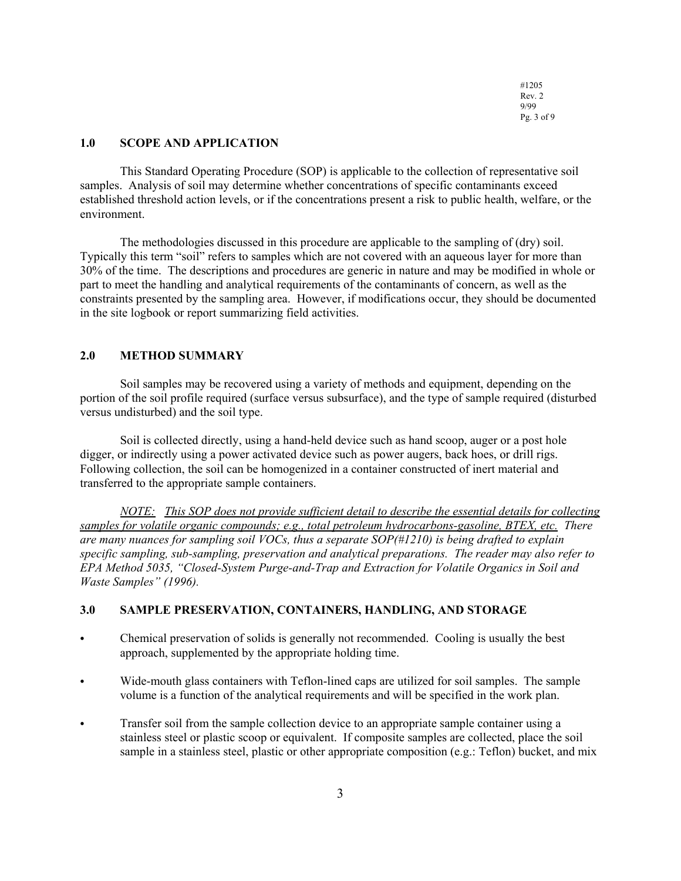## 1.0 SCOPE AND APPLICATION

This Standard Operating Procedure (SOP) is applicable to the collection of representative soil samples. Analysis of soil may determine whether concentrations of specific contaminants exceed established threshold action levels, or if the concentrations present a risk to public health, welfare, or the environment.

The methodologies discussed in this procedure are applicable to the sampling of (dry) soil. Typically this term "soil" refers to samples which are not covered with an aqueous layer for more than 30% of the time. The descriptions and procedures are generic in nature and may be modified in whole or part to meet the handling and analytical requirements of the contaminants of concern, as well as the constraints presented by the sampling area. However, if modifications occur, they should be documented in the site logbook or report summarizing field activities.

## 2.0 METHOD SUMMARY

Soil samples may be recovered using a variety of methods and equipment, depending on the portion of the soil profile required (surface versus subsurface), and the type of sample required (disturbed versus undisturbed) and the soil type.

Soil is collected directly, using a hand-held device such as hand scoop, auger or a post hole digger, or indirectly using a power activated device such as power augers, back hoes, or drill rigs. Following collection, the soil can be homogenized in a container constructed of inert material and transferred to the appropriate sample containers.

*<u>NOTE: This SOP does not provide sufficient detail to describe the essential details for collecting samples for volatile organic compounds; e.g., total petroleum hydrocarbons-gasoline, BTEX, etc.</u> There are many nuances for sampling soil VOCs, thus a separate SOP(#1210) is being drafted to explain specific sampling, sub-sampling, preservation and analytical preparations. The reader may also refer to EPA Method 5035, "Closed-System Purge-and-Trap and Extraction for Volatile Organics in Soil and Waste Samples" (1996).*

## 3.0 SAMPLE PRESERVATION, CONTAINERS, HANDLING, AND STORAGE

- Chemical preservation of solids is generally not recommended. Cooling is usually the best approach, supplemented by the appropriate holding time.
- Wide-mouth glass containers with Teflon-lined caps are utilized for soil samples. The sample volume is a function of the analytical requirements and will be specified in the work plan.
- Transfer soil from the sample collection device to an appropriate sample container using a stainless steel or plastic scoop or equivalent. If composite samples are collected, place the soil sample in a stainless steel, plastic or other appropriate composition (e.g.: Teflon) bucket, and mix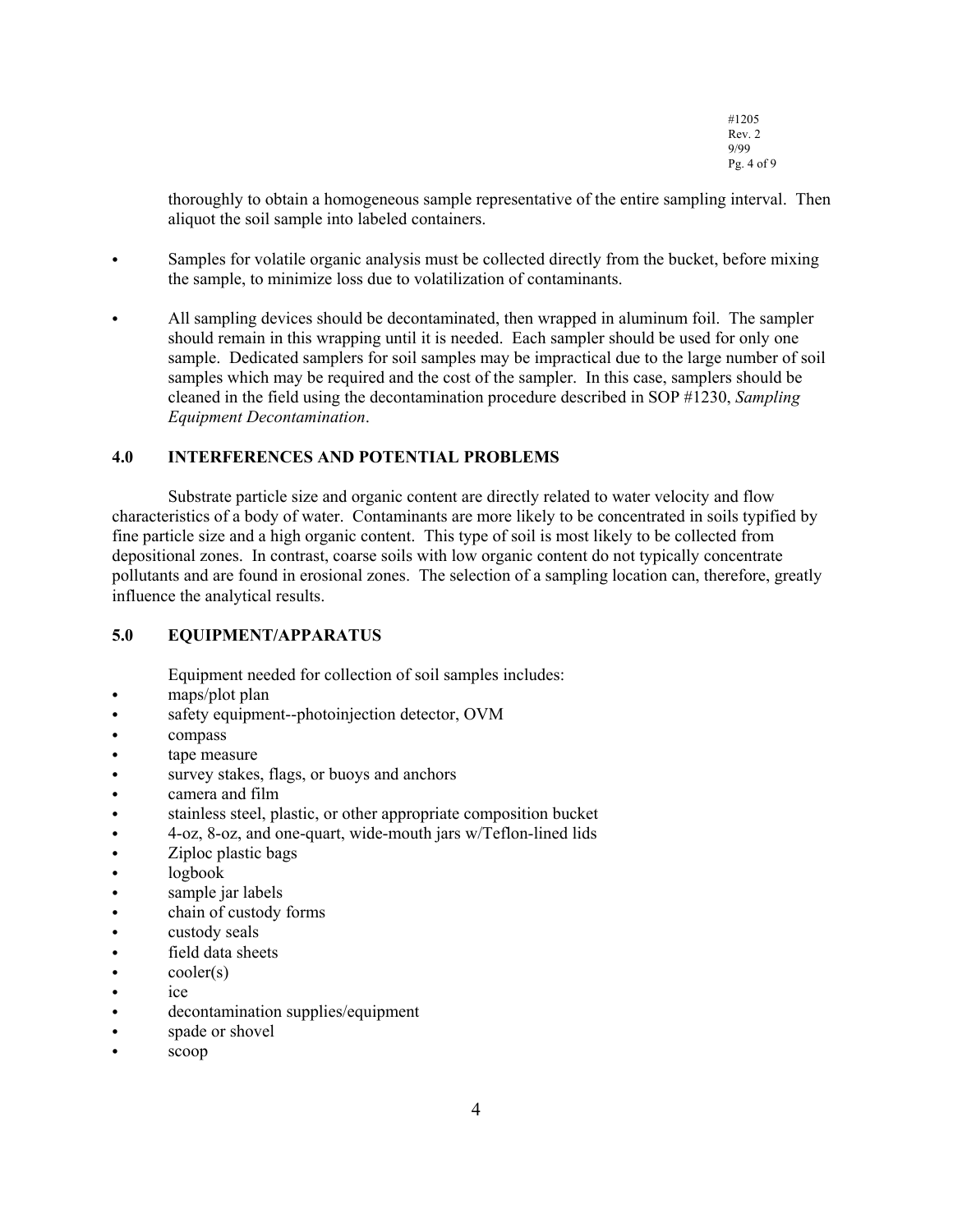thoroughly to obtain a homogeneous sample representative of the entire sampling interval. Then aliquot the soil sample into labeled containers.

- Samples for volatile organic analysis must be collected directly from the bucket, before mixing the sample, to minimize loss due to volatilization of contaminants.
- All sampling devices should be decontaminated, then wrapped in aluminum foil. The sampler should remain in this wrapping until it is needed. Each sampler should be used for only one sample. Dedicated samplers for soil samples may be impractical due to the large number of soil samples which may be required and the cost of the sampler. In this case, samplers should be cleaned in the field using the decontamination procedure described in SOP #1230, *Sampling Equipment Decontamination*.

## 4.0 INTERFERENCES AND POTENTIAL PROBLEMS

Substrate particle size and organic content are directly related to water velocity and flow characteristics of a body of water. Contaminants are more likely to be concentrated in soils typified by fine particle size and a high organic content. This type of soil is most likely to be collected from depositional zones. In contrast, coarse soils with low organic content do not typically concentrate pollutants and are found in erosional zones. The selection of a sampling location can, therefore, greatly influence the analytical results.

## 5.0 EQUIPMENT/APPARATUS

Equipment needed for collection of soil samples includes:

- maps/plot plan
- safety equipment--photoinjection detector, OVM
- compass
- tape measure
- survey stakes, flags, or buoys and anchors
- camera and film
- stainless steel, plastic, or other appropriate composition bucket
- 4-oz, 8-oz, and one-quart, wide-mouth jars w/Teflon-lined lids
- Ziploc plastic bags
- logbook
- sample jar labels
- chain of custody forms
- custody seals
- field data sheets
- cooler(s)
- ice
- decontamination supplies/equipment
- spade or shovel
- scoop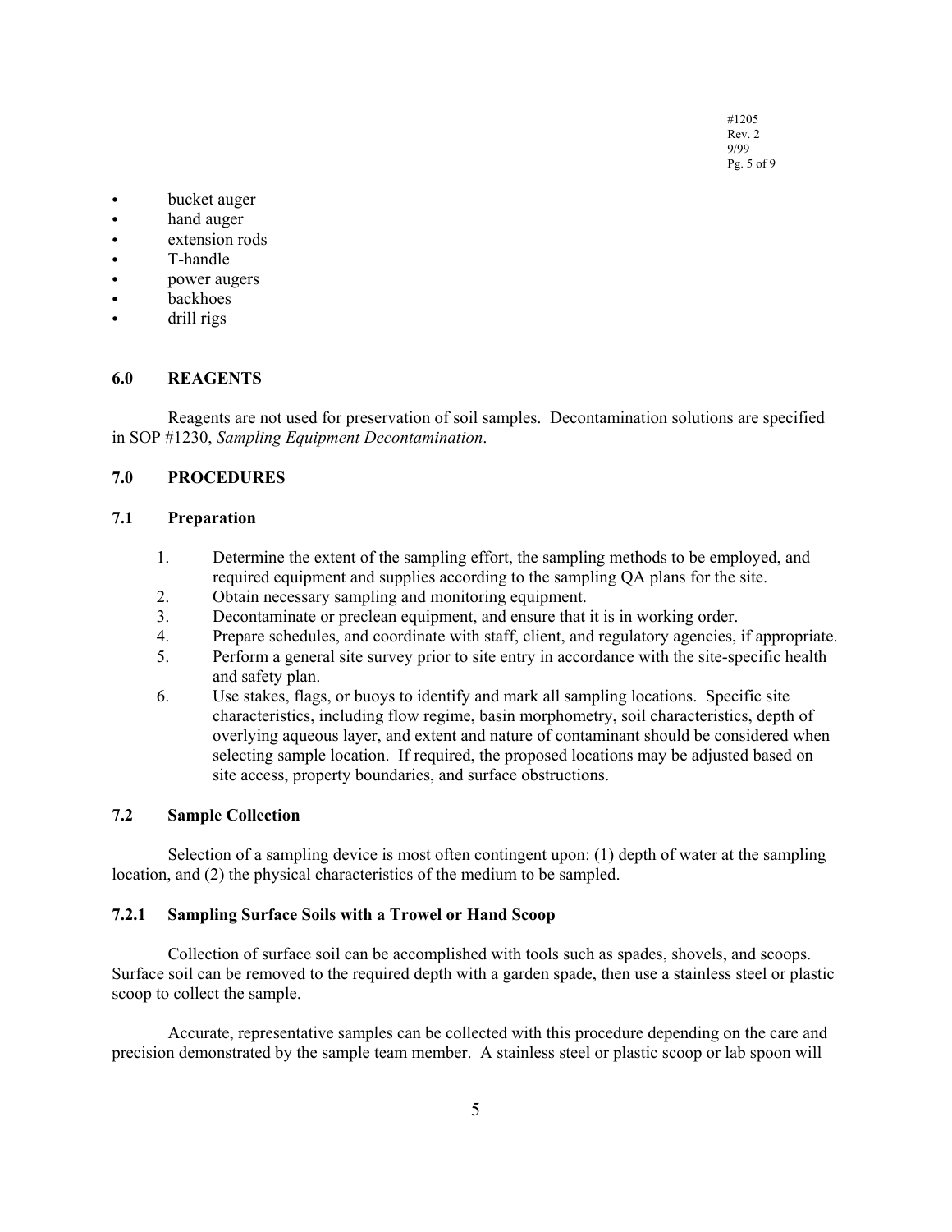- bucket auger
- hand auger
- extension rods
- T-handle
- power augers
- backhoes
- drill rigs

## 6.0 REAGENTS

Reagents are not used for preservation of soil samples. Decontamination solutions are specified in SOP #1230, *Sampling Equipment Decontamination*.

## 7.0 PROCEDURES

### 7.1 Preparation

1. Determine the extent of the sampling effort, the sampling methods to be employed, and required equipment and supplies according to the sampling QA plans for the site.
2. Obtain necessary sampling and monitoring equipment.
3. Decontaminate or preclean equipment, and ensure that it is in working order.
4. Prepare schedules, and coordinate with staff, client, and regulatory agencies, if appropriate.
5. Perform a general site survey prior to site entry in accordance with the site-specific health and safety plan.
6. Use stakes, flags, or buoys to identify and mark all sampling locations. Specific site characteristics, including flow regime, basin morphometry, soil characteristics, depth of overlying aqueous layer, and extent and nature of contaminant should be considered when selecting sample location. If required, the proposed locations may be adjusted based on site access, property boundaries, and surface obstructions.

### 7.2 Sample Collection

Selection of a sampling device is most often contingent upon: (1) depth of water at the sampling location, and (2) the physical characteristics of the medium to be sampled.

#### 7.2.1 <u>Sampling Surface Soils with a Trowel or Hand Scoop</u>

Collection of surface soil can be accomplished with tools such as spades, shovels, and scoops. Surface soil can be removed to the required depth with a garden spade, then use a stainless steel or plastic scoop to collect the sample.

Accurate, representative samples can be collected with this procedure depending on the care and precision demonstrated by the sample team member. A stainless steel or plastic scoop or lab spoon will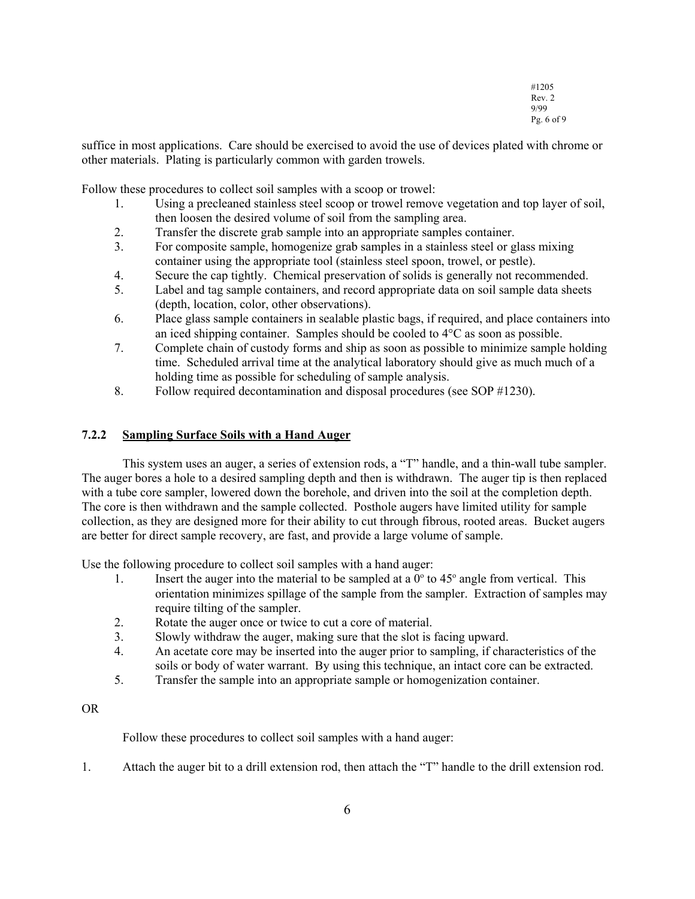suffice in most applications. Care should be exercised to avoid the use of devices plated with chrome or other materials. Plating is particularly common with garden trowels.

Follow these procedures to collect soil samples with a scoop or trowel:

1. Using a precleaned stainless steel scoop or trowel remove vegetation and top layer of soil, then loosen the desired volume of soil from the sampling area.
2. Transfer the discrete grab sample into an appropriate samples container.
3. For composite sample, homogenize grab samples in a stainless steel or glass mixing container using the appropriate tool (stainless steel spoon, trowel, or pestle).
4. Secure the cap tightly. Chemical preservation of solids is generally not recommended.
5. Label and tag sample containers, and record appropriate data on soil sample data sheets (depth, location, color, other observations).
6. Place glass sample containers in sealable plastic bags, if required, and place containers into an iced shipping container. Samples should be cooled to 4°C as soon as possible.
7. Complete chain of custody forms and ship as soon as possible to minimize sample holding time. Scheduled arrival time at the analytical laboratory should give as much much of a holding time as possible for scheduling of sample analysis.
8. Follow required decontamination and disposal procedures (see SOP #1230).

### 7.2.2 Sampling Surface Soils with a Hand Auger

This system uses an auger, a series of extension rods, a "T" handle, and a thin-wall tube sampler. The auger bores a hole to a desired sampling depth and then is withdrawn. The auger tip is then replaced with a tube core sampler, lowered down the borehole, and driven into the soil at the completion depth. The core is then withdrawn and the sample collected. Posthole augers have limited utility for sample collection, as they are designed more for their ability to cut through fibrous, rooted areas. Bucket augers are better for direct sample recovery, are fast, and provide a large volume of sample.

Use the following procedure to collect soil samples with a hand auger:

1. Insert the auger into the material to be sampled at a 0° to 45° angle from vertical. This orientation minimizes spillage of the sample from the sampler. Extraction of samples may require tilting of the sampler.
2. Rotate the auger once or twice to cut a core of material.
3. Slowly withdraw the auger, making sure that the slot is facing upward.
4. An acetate core may be inserted into the auger prior to sampling, if characteristics of the soils or body of water warrant. By using this technique, an intact core can be extracted.
5. Transfer the sample into an appropriate sample or homogenization container.

OR

Follow these procedures to collect soil samples with a hand auger:

1. Attach the auger bit to a drill extension rod, then attach the "T" handle to the drill extension rod.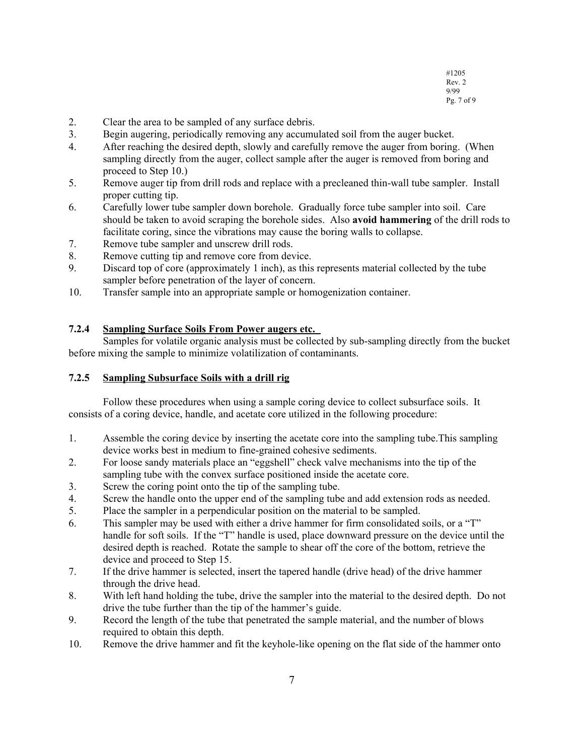2. Clear the area to be sampled of any surface debris.
3. Begin augering, periodically removing any accumulated soil from the auger bucket.
4. After reaching the desired depth, slowly and carefully remove the auger from boring. (When sampling directly from the auger, collect sample after the auger is removed from boring and proceed to Step 10.)
5. Remove auger tip from drill rods and replace with a precleaned thin-wall tube sampler. Install proper cutting tip.
6. Carefully lower tube sampler down borehole. Gradually force tube sampler into soil. Care should be taken to avoid scraping the borehole sides. Also **avoid hammering** of the drill rods to facilitate coring, since the vibrations may cause the boring walls to collapse.
7. Remove tube sampler and unscrew drill rods.
8. Remove cutting tip and remove core from device.
9. Discard top of core (approximately 1 inch), as this represents material collected by the tube sampler before penetration of the layer of concern.
10. Transfer sample into an appropriate sample or homogenization container.

### 7.2.4 Sampling Surface Soils From Power augers etc.

Samples for volatile organic analysis must be collected by sub-sampling directly from the bucket before mixing the sample to minimize volatilization of contaminants.

### 7.2.5 Sampling Subsurface Soils with a drill rig

Follow these procedures when using a sample coring device to collect subsurface soils. It consists of a coring device, handle, and acetate core utilized in the following procedure:

1. Assemble the coring device by inserting the acetate core into the sampling tube.This sampling device works best in medium to fine-grained cohesive sediments.
2. For loose sandy materials place an "eggshell" check valve mechanisms into the tip of the sampling tube with the convex surface positioned inside the acetate core.
3. Screw the coring point onto the tip of the sampling tube.
4. Screw the handle onto the upper end of the sampling tube and add extension rods as needed.
5. Place the sampler in a perpendicular position on the material to be sampled.
6. This sampler may be used with either a drive hammer for firm consolidated soils, or a "T" handle for soft soils. If the "T" handle is used, place downward pressure on the device until the desired depth is reached. Rotate the sample to shear off the core of the bottom, retrieve the device and proceed to Step 15.
7. If the drive hammer is selected, insert the tapered handle (drive head) of the drive hammer through the drive head.
8. With left hand holding the tube, drive the sampler into the material to the desired depth. Do not drive the tube further than the tip of the hammer's guide.
9. Record the length of the tube that penetrated the sample material, and the number of blows required to obtain this depth.
10. Remove the drive hammer and fit the keyhole-like opening on the flat side of the hammer onto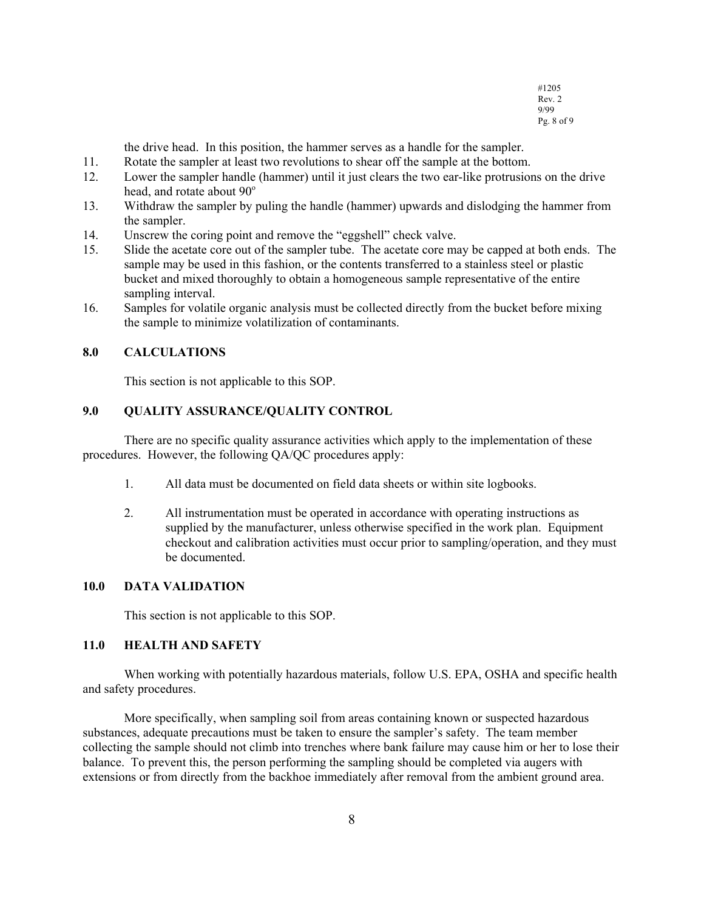the drive head. In this position, the hammer serves as a handle for the sampler.

11. Rotate the sampler at least two revolutions to shear off the sample at the bottom.
12. Lower the sampler handle (hammer) until it just clears the two ear-like protrusions on the drive head, and rotate about 90$^{o}$
13. Withdraw the sampler by puling the handle (hammer) upwards and dislodging the hammer from the sampler.
14. Unscrew the coring point and remove the "eggshell" check valve.
15. Slide the acetate core out of the sampler tube. The acetate core may be capped at both ends. The sample may be used in this fashion, or the contents transferred to a stainless steel or plastic bucket and mixed thoroughly to obtain a homogeneous sample representative of the entire sampling interval.
16. Samples for volatile organic analysis must be collected directly from the bucket before mixing the sample to minimize volatilization of contaminants.

## 8.0 CALCULATIONS

This section is not applicable to this SOP.

## 9.0 QUALITY ASSURANCE/QUALITY CONTROL

There are no specific quality assurance activities which apply to the implementation of these procedures. However, the following QA/QC procedures apply:

1. All data must be documented on field data sheets or within site logbooks.

2. All instrumentation must be operated in accordance with operating instructions as supplied by the manufacturer, unless otherwise specified in the work plan. Equipment checkout and calibration activities must occur prior to sampling/operation, and they must be documented.

## 10.0 DATA VALIDATION

This section is not applicable to this SOP.

## 11.0 HEALTH AND SAFETY

When working with potentially hazardous materials, follow U.S. EPA, OSHA and specific health and safety procedures.

More specifically, when sampling soil from areas containing known or suspected hazardous substances, adequate precautions must be taken to ensure the sampler's safety. The team member collecting the sample should not climb into trenches where bank failure may cause him or her to lose their balance. To prevent this, the person performing the sampling should be completed via augers with extensions or from directly from the backhoe immediately after removal from the ambient ground area.